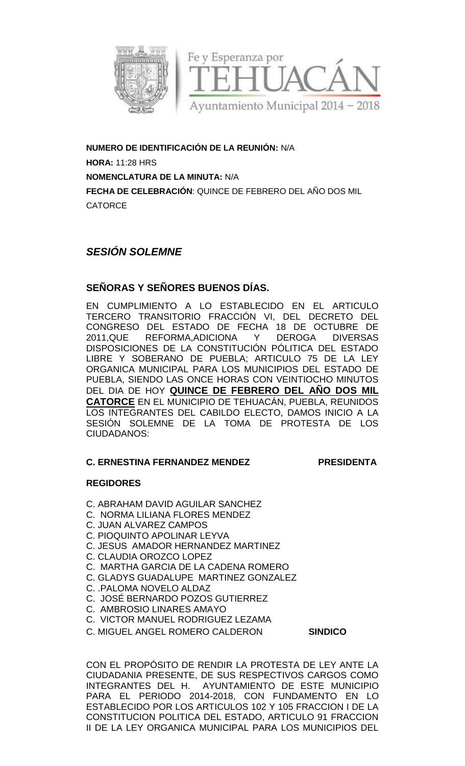Fe y Esperanza por
TEHUACÁN
Ayuntamiento Municipal 2014 – 2018

**NUMERO DE IDENTIFICACIÓN DE LA REUNIÓN:** N/A

**HORA:** 11:28 HRS

**NOMENCLATURA DE LA MINUTA:** N/A

**FECHA DE CELEBRACIÓN**: QUINCE DE FEBRERO DEL AÑO DOS MIL CATORCE

## *SESIÓN SOLEMNE*

### SEÑORAS Y SEÑORES BUENOS DÍAS.

EN CUMPLIMIENTO A LO ESTABLECIDO EN EL ARTICULO TERCERO TRANSITORIO FRACCIÓN VI, DEL DECRETO DEL CONGRESO DEL ESTADO DE FECHA 18 DE OCTUBRE DE 2011,QUE REFORMA,ADICIONA Y DEROGA DIVERSAS DISPOSICIONES DE LA CONSTITUCIÓN PÓLITICA DEL ESTADO LIBRE Y SOBERANO DE PUEBLA; ARTICULO 75 DE LA LEY ORGANICA MUNICIPAL PARA LOS MUNICIPIOS DEL ESTADO DE PUEBLA, SIENDO LAS ONCE HORAS CON VEINTIOCHO MINUTOS DEL DIA DE HOY **QUINCE DE FEBRERO DEL AÑO DOS MIL CATORCE** EN EL MUNICIPIO DE TEHUACÁN, PUEBLA, REUNIDOS LOS INTEGRANTES DEL CABILDO ELECTO, DAMOS INICIO A LA SESIÓN SOLEMNE DE LA TOMA DE PROTESTA DE LOS CIUDADANOS:

**C. ERNESTINA FERNANDEZ MENDEZ** **PRESIDENTA**

**REGIDORES**

C. ABRAHAM DAVID AGUILAR SANCHEZ
C. NORMA LILIANA FLORES MENDEZ
C. JUAN ALVAREZ CAMPOS
C. PIOQUINTO APOLINAR LEYVA
C. JESUS AMADOR HERNANDEZ MARTINEZ
C. CLAUDIA OROZCO LOPEZ
C. MARTHA GARCIA DE LA CADENA ROMERO
C. GLADYS GUADALUPE MARTINEZ GONZALEZ
C. .PALOMA NOVELO ALDAZ
C. JOSÉ BERNARDO POZOS GUTIERREZ
C. AMBROSIO LINARES AMAYO
C. VICTOR MANUEL RODRIGUEZ LEZAMA
C. MIGUEL ANGEL ROMERO CALDERON **SINDICO**

CON EL PROPÓSITO DE RENDIR LA PROTESTA DE LEY ANTE LA CIUDADANIA PRESENTE, DE SUS RESPECTIVOS CARGOS COMO INTEGRANTES DEL H. AYUNTAMIENTO DE ESTE MUNICIPIO PARA EL PERIODO 2014-2018, CON FUNDAMENTO EN LO ESTABLECIDO POR LOS ARTICULOS 102 Y 105 FRACCION I DE LA CONSTITUCION POLITICA DEL ESTADO, ARTICULO 91 FRACCION II DE LA LEY ORGANICA MUNICIPAL PARA LOS MUNICIPIOS DEL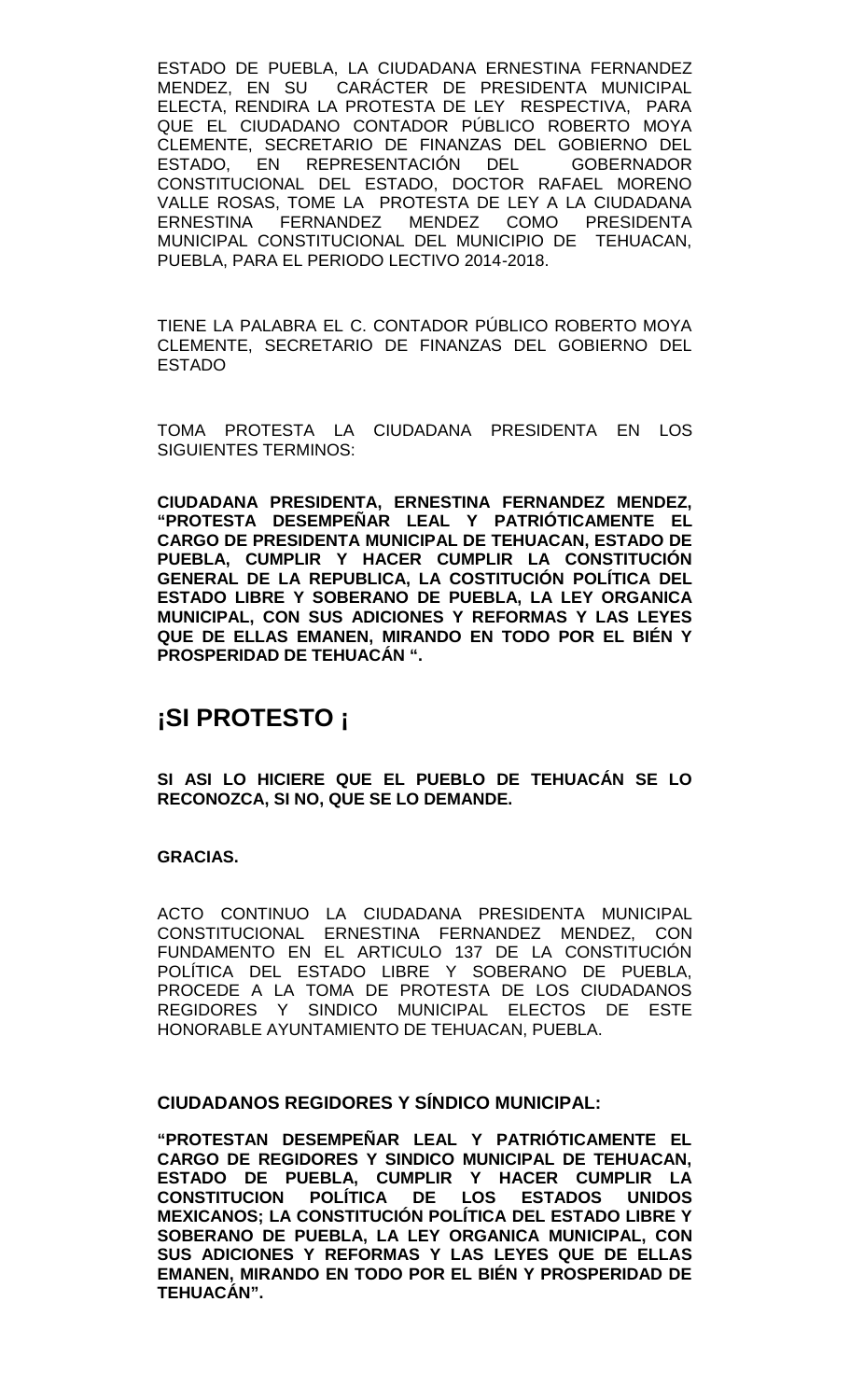ESTADO DE PUEBLA, LA CIUDADANA ERNESTINA FERNANDEZ MENDEZ, EN SU CARÁCTER DE PRESIDENTA MUNICIPAL ELECTA, RENDIRA LA PROTESTA DE LEY RESPECTIVA, PARA QUE EL CIUDADANO CONTADOR PÚBLICO ROBERTO MOYA CLEMENTE, SECRETARIO DE FINANZAS DEL GOBIERNO DEL ESTADO, EN REPRESENTACIÓN DEL GOBERNADOR CONSTITUCIONAL DEL ESTADO, DOCTOR RAFAEL MORENO VALLE ROSAS, TOME LA PROTESTA DE LEY A LA CIUDADANA ERNESTINA FERNANDEZ MENDEZ COMO PRESIDENTA MUNICIPAL CONSTITUCIONAL DEL MUNICIPIO DE TEHUACAN, PUEBLA, PARA EL PERIODO LECTIVO 2014-2018.

TIENE LA PALABRA EL C. CONTADOR PÚBLICO ROBERTO MOYA CLEMENTE, SECRETARIO DE FINANZAS DEL GOBIERNO DEL ESTADO

TOMA PROTESTA LA CIUDADANA PRESIDENTA EN LOS SIGUIENTES TERMINOS:

**CIUDADANA PRESIDENTA, ERNESTINA FERNANDEZ MENDEZ, "PROTESTA DESEMPEÑAR LEAL Y PATRIÓTICAMENTE EL CARGO DE PRESIDENTA MUNICIPAL DE TEHUACAN, ESTADO DE PUEBLA, CUMPLIR Y HACER CUMPLIR LA CONSTITUCIÓN GENERAL DE LA REPUBLICA, LA COSTITUCIÓN POLÍTICA DEL ESTADO LIBRE Y SOBERANO DE PUEBLA, LA LEY ORGANICA MUNICIPAL, CON SUS ADICIONES Y REFORMAS Y LAS LEYES QUE DE ELLAS EMANEN, MIRANDO EN TODO POR EL BIÉN Y PROSPERIDAD DE TEHUACÁN ".**

## ¡SI PROTESTO ¡

**SI ASI LO HICIERE QUE EL PUEBLO DE TEHUACÁN SE LO RECONOZCA, SI NO, QUE SE LO DEMANDE.**

**GRACIAS.**

ACTO CONTINUO LA CIUDADANA PRESIDENTA MUNICIPAL CONSTITUCIONAL ERNESTINA FERNANDEZ MENDEZ, CON FUNDAMENTO EN EL ARTICULO 137 DE LA CONSTITUCIÓN POLÍTICA DEL ESTADO LIBRE Y SOBERANO DE PUEBLA, PROCEDE A LA TOMA DE PROTESTA DE LOS CIUDADANOS REGIDORES Y SINDICO MUNICIPAL ELECTOS DE ESTE HONORABLE AYUNTAMIENTO DE TEHUACAN, PUEBLA.

**CIUDADANOS REGIDORES Y SÍNDICO MUNICIPAL:**

**"PROTESTAN DESEMPEÑAR LEAL Y PATRIÓTICAMENTE EL CARGO DE REGIDORES Y SINDICO MUNICIPAL DE TEHUACAN, ESTADO DE PUEBLA, CUMPLIR Y HACER CUMPLIR LA CONSTITUCION POLÍTICA DE LOS ESTADOS UNIDOS MEXICANOS; LA CONSTITUCIÓN POLÍTICA DEL ESTADO LIBRE Y SOBERANO DE PUEBLA, LA LEY ORGANICA MUNICIPAL, CON SUS ADICIONES Y REFORMAS Y LAS LEYES QUE DE ELLAS EMANEN, MIRANDO EN TODO POR EL BIÉN Y PROSPERIDAD DE TEHUACÁN".**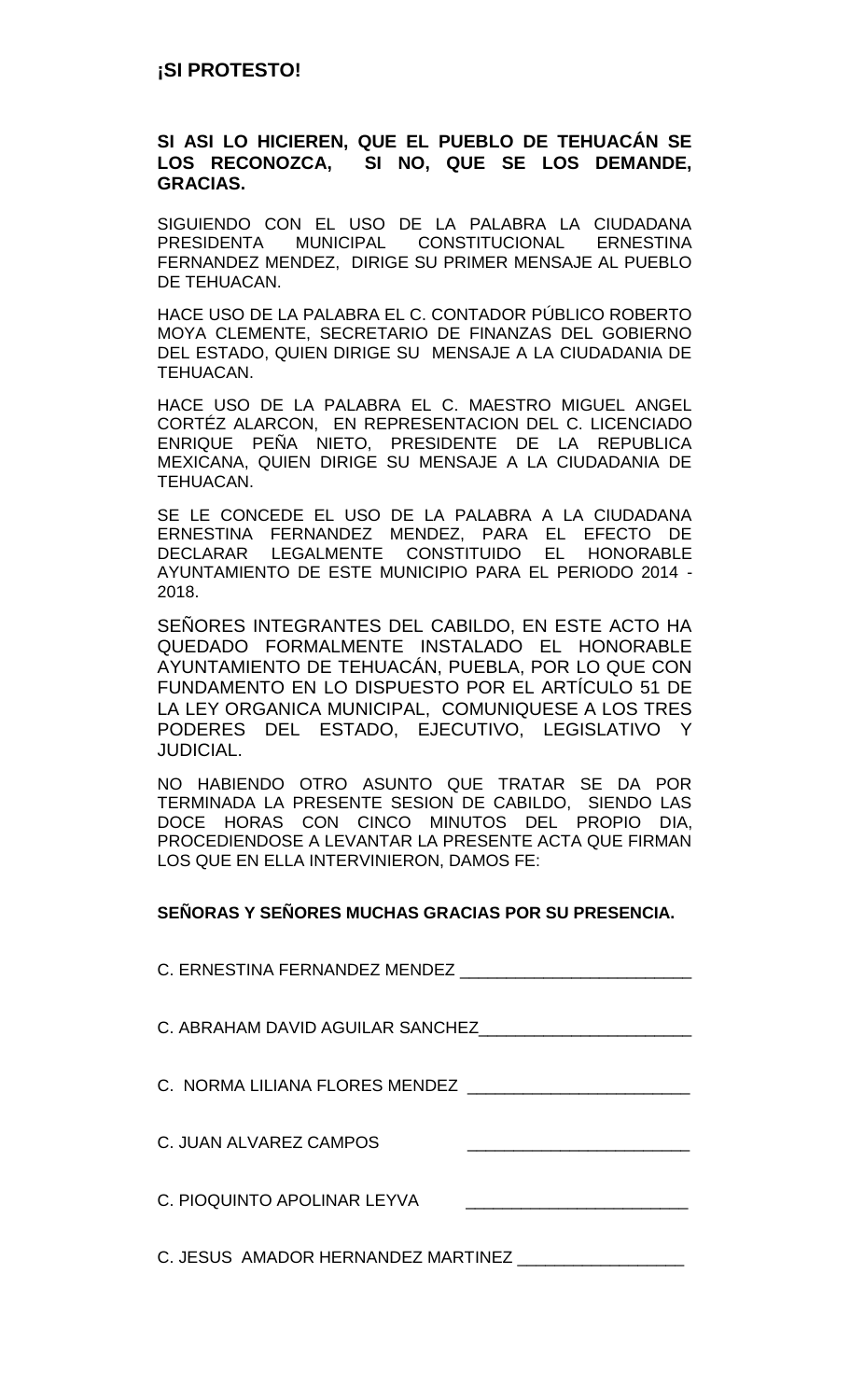**¡SI PROTESTO!**

**SI ASI LO HICIEREN, QUE EL PUEBLO DE TEHUACÁN SE LOS RECONOZCA, SI NO, QUE SE LOS DEMANDE, GRACIAS.**

SIGUIENDO CON EL USO DE LA PALABRA LA CIUDADANA PRESIDENTA MUNICIPAL CONSTITUCIONAL ERNESTINA FERNANDEZ MENDEZ, DIRIGE SU PRIMER MENSAJE AL PUEBLO DE TEHUACAN.

HACE USO DE LA PALABRA EL C. CONTADOR PÚBLICO ROBERTO MOYA CLEMENTE, SECRETARIO DE FINANZAS DEL GOBIERNO DEL ESTADO, QUIEN DIRIGE SU MENSAJE A LA CIUDADANIA DE TEHUACAN.

HACE USO DE LA PALABRA EL C. MAESTRO MIGUEL ANGEL CORTÉZ ALARCON, EN REPRESENTACION DEL C. LICENCIADO ENRIQUE PEÑA NIETO, PRESIDENTE DE LA REPUBLICA MEXICANA, QUIEN DIRIGE SU MENSAJE A LA CIUDADANIA DE TEHUACAN.

SE LE CONCEDE EL USO DE LA PALABRA A LA CIUDADANA ERNESTINA FERNANDEZ MENDEZ, PARA EL EFECTO DE DECLARAR LEGALMENTE CONSTITUIDO EL HONORABLE AYUNTAMIENTO DE ESTE MUNICIPIO PARA EL PERIODO 2014 - 2018.

SEÑORES INTEGRANTES DEL CABILDO, EN ESTE ACTO HA QUEDADO FORMALMENTE INSTALADO EL HONORABLE AYUNTAMIENTO DE TEHUACÁN, PUEBLA, POR LO QUE CON FUNDAMENTO EN LO DISPUESTO POR EL ARTÍCULO 51 DE LA LEY ORGANICA MUNICIPAL, COMUNIQUESE A LOS TRES PODERES DEL ESTADO, EJECUTIVO, LEGISLATIVO Y JUDICIAL.

NO HABIENDO OTRO ASUNTO QUE TRATAR SE DA POR TERMINADA LA PRESENTE SESION DE CABILDO, SIENDO LAS DOCE HORAS CON CINCO MINUTOS DEL PROPIO DIA, PROCEDIENDOSE A LEVANTAR LA PRESENTE ACTA QUE FIRMAN LOS QUE EN ELLA INTERVINIERON, DAMOS FE:

**SEÑORAS Y SEÑORES MUCHAS GRACIAS POR SU PRESENCIA.**

C. ERNESTINA FERNANDEZ MENDEZ ________________________

C. ABRAHAM DAVID AGUILAR SANCHEZ______________________

C. NORMA LILIANA FLORES MENDEZ _______________________

C. JUAN ALVAREZ CAMPOS _______________________

C. PIOQUINTO APOLINAR LEYVA _______________________

C. JESUS AMADOR HERNANDEZ MARTINEZ _________________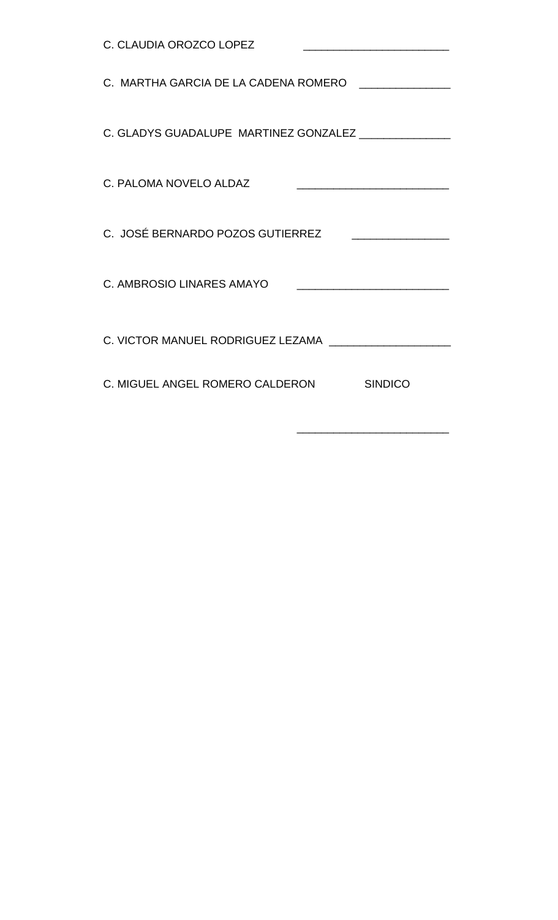C. CLAUDIA OROZCO LOPEZ ________________________

C. MARTHA GARCIA DE LA CADENA ROMERO _______________

C. GLADYS GUADALUPE MARTINEZ GONZALEZ _______________

C. PALOMA NOVELO ALDAZ _________________________

C. JOSÉ BERNARDO POZOS GUTIERREZ ________________

C. AMBROSIO LINARES AMAYO _________________________

C. VICTOR MANUEL RODRIGUEZ LEZAMA ____________________

C. MIGUEL ANGEL ROMERO CALDERON SINDICO

_________________________